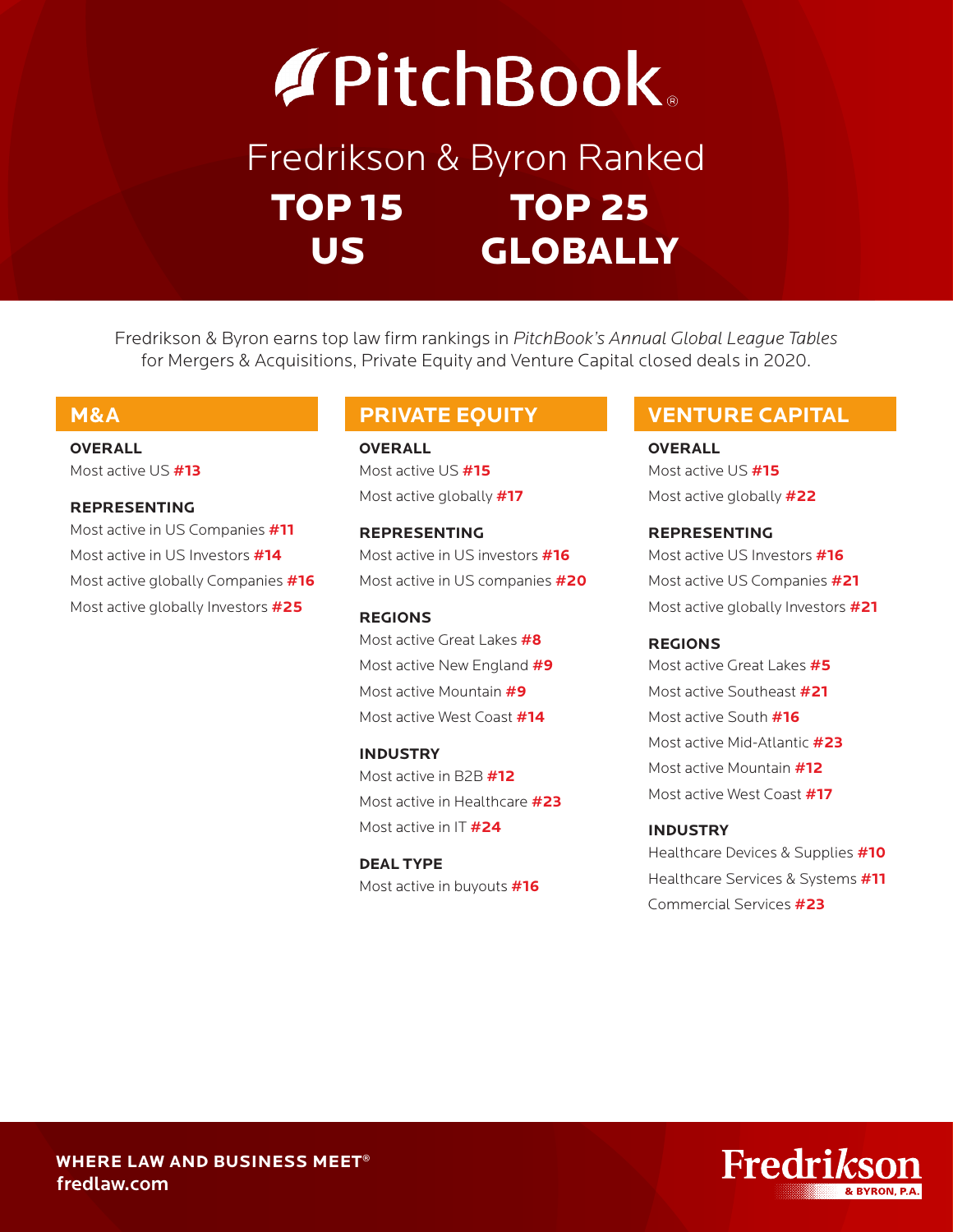# PitchBook

## Fredrikson & Byron Ranked

**TOP 15 US** | **TOP 25 GLOBALLY**

Fredrikson & Byron earns top law firm rankings in *PitchBook's Annual Global League Tables* for Mergers & Acquisitions, Private Equity and Venture Capital closed deals in 2020.

## M&A

**OVERALL**

Most active US **#13**

**REPRESENTING**

Most active in US Companies **#11**

Most active in US Investors **#14**

Most active globally Companies **#16**

Most active globally Investors **#25**

## PRIVATE EQUITY

**OVERALL**

Most active US **#15**

Most active globally **#17**

**REPRESENTING**

Most active in US investors **#16**

Most active in US companies **#20**

**REGIONS**

Most active Great Lakes **#8**

Most active New England **#9**

Most active Mountain **#9**

Most active West Coast **#14**

**INDUSTRY**

Most active in B2B **#12**

Most active in Healthcare **#23**

Most active in IT **#24**

**DEAL TYPE**

Most active in buyouts **#16**

## VENTURE CAPITAL

**OVERALL**

Most active US **#15**

Most active globally **#22**

**REPRESENTING**

Most active US Investors **#16**

Most active US Companies **#21**

Most active globally Investors **#21**

**REGIONS**

Most active Great Lakes **#5**

Most active Southeast **#21**

Most active South **#16**

Most active Mid-Atlantic **#23**

Most active Mountain **#12**

Most active West Coast **#17**

**INDUSTRY**

Healthcare Devices & Supplies **#10**

Healthcare Services & Systems **#11**

Commercial Services **#23**

**WHERE LAW AND BUSINESS MEET®**
fredlaw.com

Fredrikson & Byron, P.A.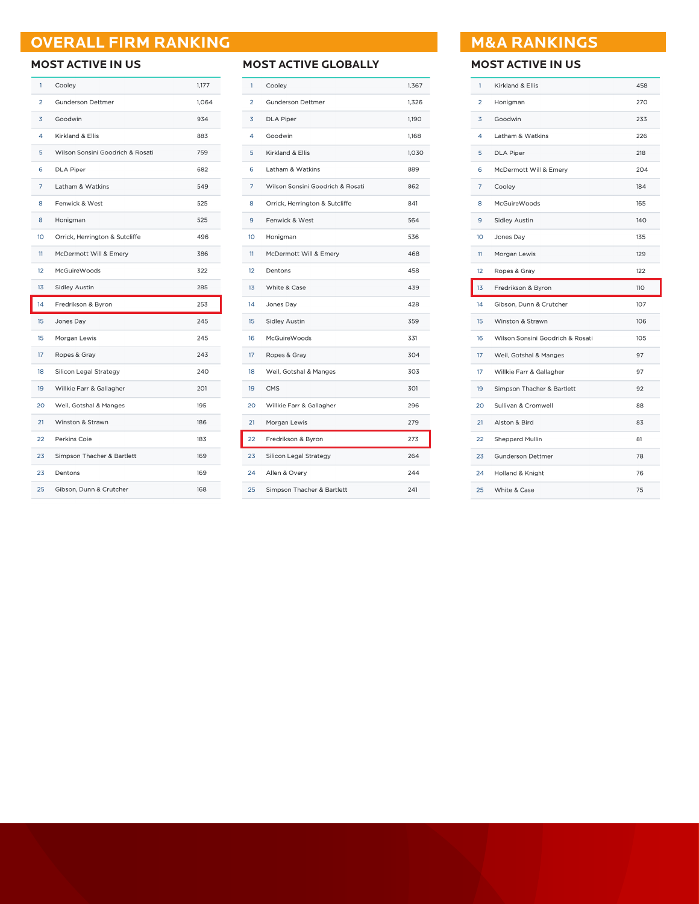## OVERALL FIRM RANKING

### MOST ACTIVE IN US

| | | |
|---|---|---|
| 1 | Cooley | 1,177 |
| 2 | Gunderson Dettmer | 1,064 |
| 3 | Goodwin | 934 |
| 4 | Kirkland & Ellis | 883 |
| 5 | Wilson Sonsini Goodrich & Rosati | 759 |
| 6 | DLA Piper | 682 |
| 7 | Latham & Watkins | 549 |
| 8 | Fenwick & West | 525 |
| 8 | Honigman | 525 |
| 10 | Orrick, Herrington & Sutcliffe | 496 |
| 11 | McDermott Will & Emery | 386 |
| 12 | McGuireWoods | 322 |
| 13 | Sidley Austin | 285 |
| 14 | Fredrikson & Byron | 253 |
| 15 | Jones Day | 245 |
| 15 | Morgan Lewis | 245 |
| 17 | Ropes & Gray | 243 |
| 18 | Silicon Legal Strategy | 240 |
| 19 | Willkie Farr & Gallagher | 201 |
| 20 | Weil, Gotshal & Manges | 195 |
| 21 | Winston & Strawn | 186 |
| 22 | Perkins Coie | 183 |
| 23 | Simpson Thacher & Bartlett | 169 |
| 23 | Dentons | 169 |
| 25 | Gibson, Dunn & Crutcher | 168 |

### MOST ACTIVE GLOBALLY

| | | |
|---|---|---|
| 1 | Cooley | 1,367 |
| 2 | Gunderson Dettmer | 1,326 |
| 3 | DLA Piper | 1,190 |
| 4 | Goodwin | 1,168 |
| 5 | Kirkland & Ellis | 1,030 |
| 6 | Latham & Watkins | 889 |
| 7 | Wilson Sonsini Goodrich & Rosati | 862 |
| 8 | Orrick, Herrington & Sutcliffe | 841 |
| 9 | Fenwick & West | 564 |
| 10 | Honigman | 536 |
| 11 | McDermott Will & Emery | 468 |
| 12 | Dentons | 458 |
| 13 | White & Case | 439 |
| 14 | Jones Day | 428 |
| 15 | Sidley Austin | 359 |
| 16 | McGuireWoods | 331 |
| 17 | Ropes & Gray | 304 |
| 18 | Weil, Gotshal & Manges | 303 |
| 19 | CMS | 301 |
| 20 | Willkie Farr & Gallagher | 296 |
| 21 | Morgan Lewis | 279 |
| 22 | Fredrikson & Byron | 273 |
| 23 | Silicon Legal Strategy | 264 |
| 24 | Allen & Overy | 244 |
| 25 | Simpson Thacher & Bartlett | 241 |

## M&A RANKINGS

### MOST ACTIVE IN US

| | | |
|---|---|---|
| 1 | Kirkland & Ellis | 458 |
| 2 | Honigman | 270 |
| 3 | Goodwin | 233 |
| 4 | Latham & Watkins | 226 |
| 5 | DLA Piper | 218 |
| 6 | McDermott Will & Emery | 204 |
| 7 | Cooley | 184 |
| 8 | McGuireWoods | 165 |
| 9 | Sidley Austin | 140 |
| 10 | Jones Day | 135 |
| 11 | Morgan Lewis | 129 |
| 12 | Ropes & Gray | 122 |
| 13 | Fredrikson & Byron | 110 |
| 14 | Gibson, Dunn & Crutcher | 107 |
| 15 | Winston & Strawn | 106 |
| 16 | Wilson Sonsini Goodrich & Rosati | 105 |
| 17 | Weil, Gotshal & Manges | 97 |
| 17 | Willkie Farr & Gallagher | 97 |
| 19 | Simpson Thacher & Bartlett | 92 |
| 20 | Sullivan & Cromwell | 88 |
| 21 | Alston & Bird | 83 |
| 22 | Sheppard Mullin | 81 |
| 23 | Gunderson Dettmer | 78 |
| 24 | Holland & Knight | 76 |
| 25 | White & Case | 75 |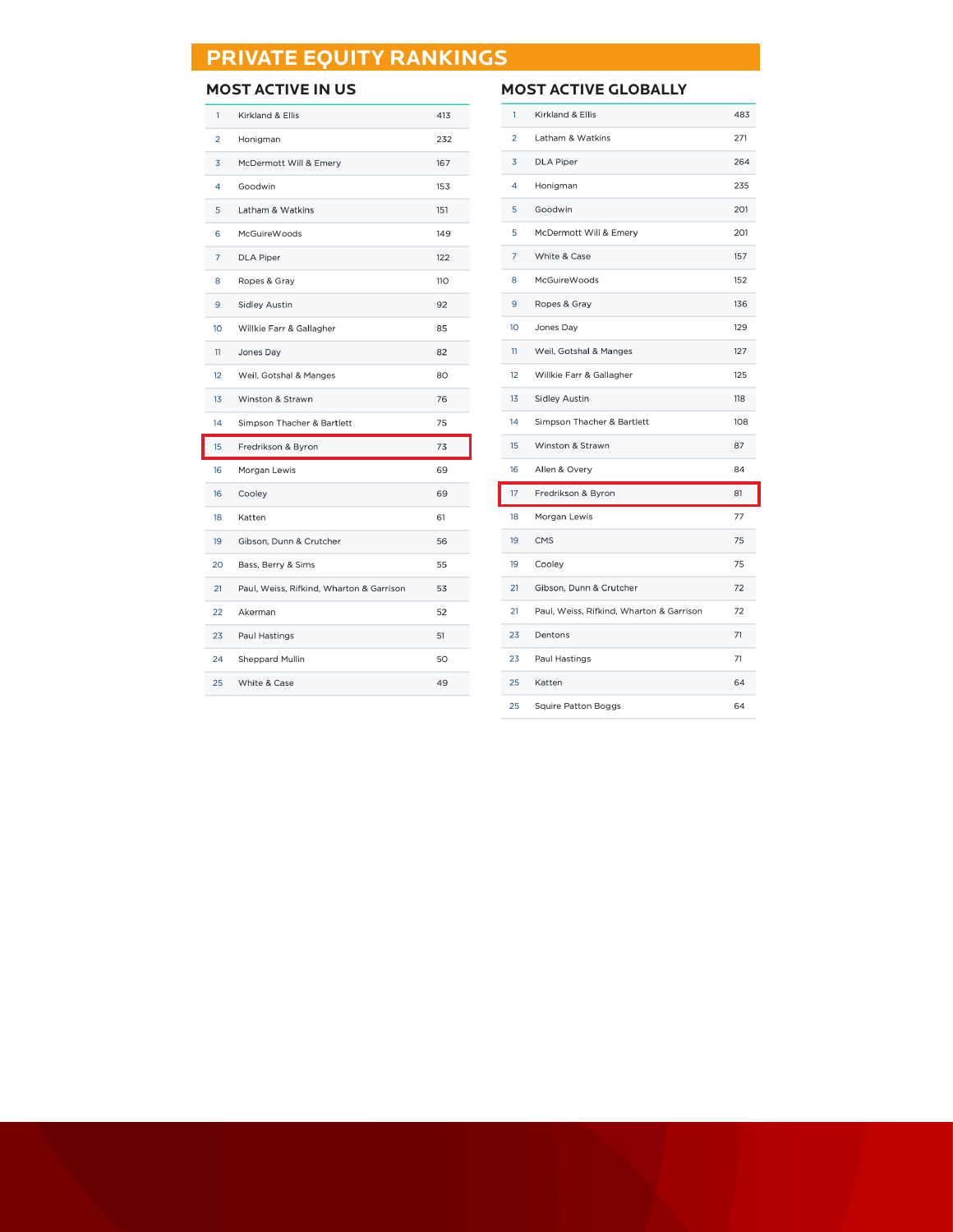# PRIVATE EQUITY RANKINGS

## MOST ACTIVE IN US

| Rank | Firm | Deals |
|---|---|---|
| 1 | Kirkland & Ellis | 413 |
| 2 | Honigman | 232 |
| 3 | McDermott Will & Emery | 167 |
| 4 | Goodwin | 153 |
| 5 | Latham & Watkins | 151 |
| 6 | McGuireWoods | 149 |
| 7 | DLA Piper | 122 |
| 8 | Ropes & Gray | 110 |
| 9 | Sidley Austin | 92 |
| 10 | Willkie Farr & Gallagher | 85 |
| 11 | Jones Day | 82 |
| 12 | Weil, Gotshal & Manges | 80 |
| 13 | Winston & Strawn | 76 |
| 14 | Simpson Thacher & Bartlett | 75 |
| 15 | Fredrikson & Byron | 73 |
| 16 | Morgan Lewis | 69 |
| 16 | Cooley | 69 |
| 18 | Katten | 61 |
| 19 | Gibson, Dunn & Crutcher | 56 |
| 20 | Bass, Berry & Sims | 55 |
| 21 | Paul, Weiss, Rifkind, Wharton & Garrison | 53 |
| 22 | Akerman | 52 |
| 23 | Paul Hastings | 51 |
| 24 | Sheppard Mullin | 50 |
| 25 | White & Case | 49 |

## MOST ACTIVE GLOBALLY

| Rank | Firm | Deals |
|---|---|---|
| 1 | Kirkland & Ellis | 483 |
| 2 | Latham & Watkins | 271 |
| 3 | DLA Piper | 264 |
| 4 | Honigman | 235 |
| 5 | Goodwin | 201 |
| 5 | McDermott Will & Emery | 201 |
| 7 | White & Case | 157 |
| 8 | McGuireWoods | 152 |
| 9 | Ropes & Gray | 136 |
| 10 | Jones Day | 129 |
| 11 | Weil, Gotshal & Manges | 127 |
| 12 | Willkie Farr & Gallagher | 125 |
| 13 | Sidley Austin | 118 |
| 14 | Simpson Thacher & Bartlett | 108 |
| 15 | Winston & Strawn | 87 |
| 16 | Allen & Overy | 84 |
| 17 | Fredrikson & Byron | 81 |
| 18 | Morgan Lewis | 77 |
| 19 | CMS | 75 |
| 19 | Cooley | 75 |
| 21 | Gibson, Dunn & Crutcher | 72 |
| 21 | Paul, Weiss, Rifkind, Wharton & Garrison | 72 |
| 23 | Dentons | 71 |
| 23 | Paul Hastings | 71 |
| 25 | Katten | 64 |
| 25 | Squire Patton Boggs | 64 |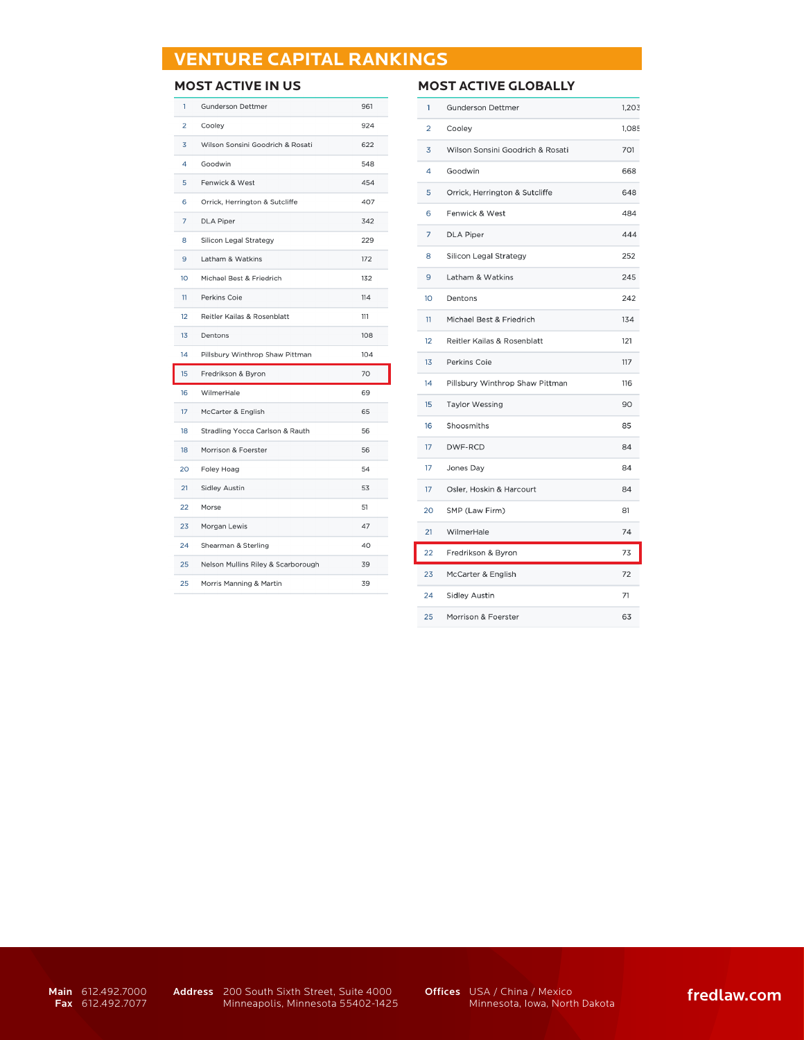# VENTURE CAPITAL RANKINGS

## MOST ACTIVE IN US

| | | |
|---|---|---|
| 1 | Gunderson Dettmer | 961 |
| 2 | Cooley | 924 |
| 3 | Wilson Sonsini Goodrich & Rosati | 622 |
| 4 | Goodwin | 548 |
| 5 | Fenwick & West | 454 |
| 6 | Orrick, Herrington & Sutcliffe | 407 |
| 7 | DLA Piper | 342 |
| 8 | Silicon Legal Strategy | 229 |
| 9 | Latham & Watkins | 172 |
| 10 | Michael Best & Friedrich | 132 |
| 11 | Perkins Coie | 114 |
| 12 | Reitler Kailas & Rosenblatt | 111 |
| 13 | Dentons | 108 |
| 14 | Pillsbury Winthrop Shaw Pittman | 104 |
| 15 | Fredrikson & Byron | 70 |
| 16 | WilmerHale | 69 |
| 17 | McCarter & English | 65 |
| 18 | Stradling Yocca Carlson & Rauth | 56 |
| 18 | Morrison & Foerster | 56 |
| 20 | Foley Hoag | 54 |
| 21 | Sidley Austin | 53 |
| 22 | Morse | 51 |
| 23 | Morgan Lewis | 47 |
| 24 | Shearman & Sterling | 40 |
| 25 | Nelson Mullins Riley & Scarborough | 39 |
| 25 | Morris Manning & Martin | 39 |

## MOST ACTIVE GLOBALLY

| | | |
|---|---|---|
| 1 | Gunderson Dettmer | 1,203 |
| 2 | Cooley | 1,085 |
| 3 | Wilson Sonsini Goodrich & Rosati | 701 |
| 4 | Goodwin | 668 |
| 5 | Orrick, Herrington & Sutcliffe | 648 |
| 6 | Fenwick & West | 484 |
| 7 | DLA Piper | 444 |
| 8 | Silicon Legal Strategy | 252 |
| 9 | Latham & Watkins | 245 |
| 10 | Dentons | 242 |
| 11 | Michael Best & Friedrich | 134 |
| 12 | Reitler Kailas & Rosenblatt | 121 |
| 13 | Perkins Coie | 117 |
| 14 | Pillsbury Winthrop Shaw Pittman | 116 |
| 15 | Taylor Wessing | 90 |
| 16 | Shoosmiths | 85 |
| 17 | DWF-RCD | 84 |
| 17 | Jones Day | 84 |
| 17 | Osler, Hoskin & Harcourt | 84 |
| 20 | SMP (Law Firm) | 81 |
| 21 | WilmerHale | 74 |
| 22 | Fredrikson & Byron | 73 |
| 23 | McCarter & English | 72 |
| 24 | Sidley Austin | 71 |
| 25 | Morrison & Foerster | 63 |

**Main** 612.492.7000
**Fax** 612.492.7077

**Address** 200 South Sixth Street, Suite 4000
Minneapolis, Minnesota 55402-1425

**Offices** USA / China / Mexico
Minnesota, Iowa, North Dakota

**fredlaw.com**